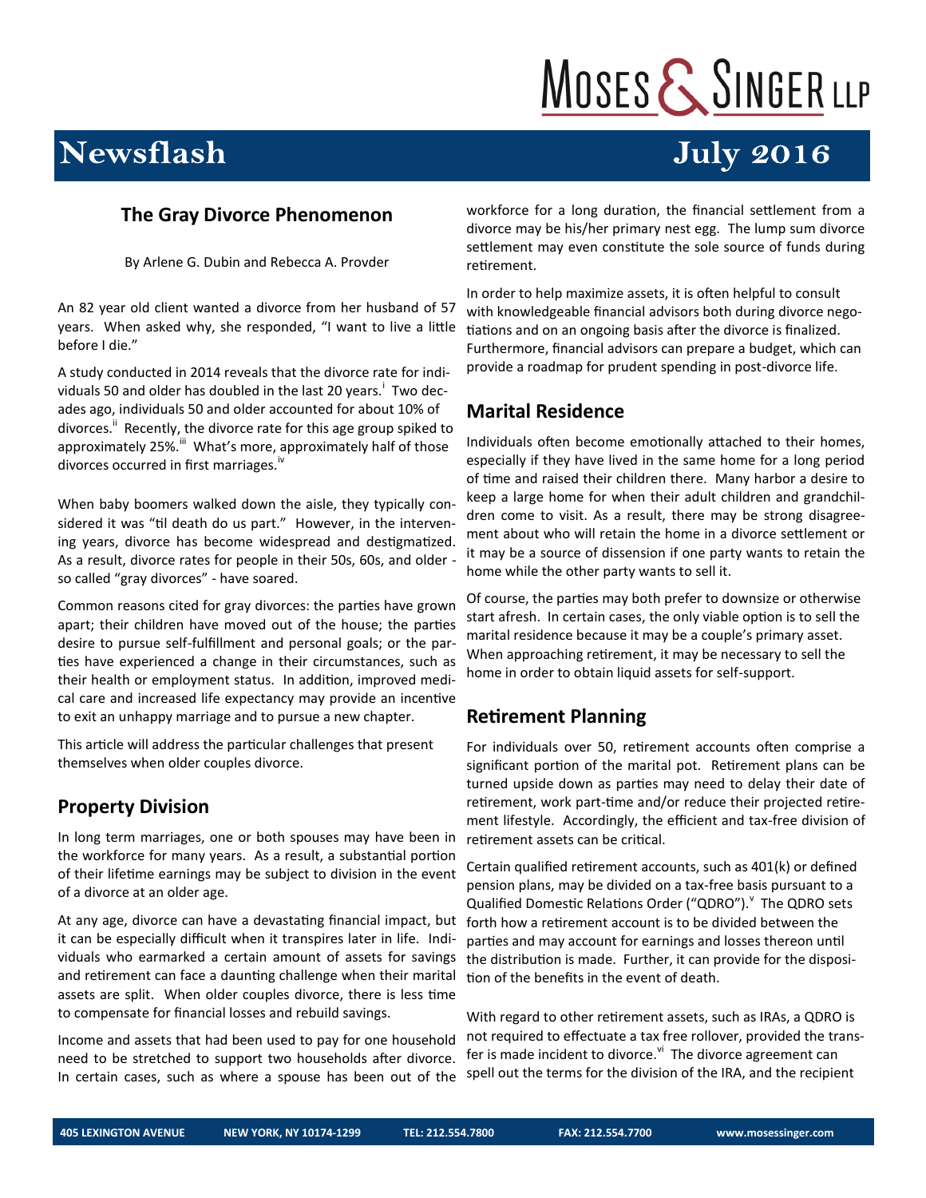# Newsflash

July 2016

## The Gray Divorce Phenomenon

By Arlene G. Dubin and Rebecca A. Provder

An 82 year old client wanted a divorce from her husband of 57 years. When asked why, she responded, "I want to live a little before I die."

A study conducted in 2014 reveals that the divorce rate for individuals 50 and older has doubled in the last 20 years.[i] Two decades ago, individuals 50 and older accounted for about 10% of divorces.[ii] Recently, the divorce rate for this age group spiked to approximately 25%.[iii] What's more, approximately half of those divorces occurred in first marriages.[iv]

When baby boomers walked down the aisle, they typically considered it was "til death do us part." However, in the intervening years, divorce has become widespread and destigmatized. As a result, divorce rates for people in their 50s, 60s, and older - so called "gray divorces" - have soared.

Common reasons cited for gray divorces: the parties have grown apart; their children have moved out of the house; the parties desire to pursue self-fulfillment and personal goals; or the parties have experienced a change in their circumstances, such as their health or employment status. In addition, improved medical care and increased life expectancy may provide an incentive to exit an unhappy marriage and to pursue a new chapter.

This article will address the particular challenges that present themselves when older couples divorce.

## Property Division

In long term marriages, one or both spouses may have been in the workforce for many years. As a result, a substantial portion of their lifetime earnings may be subject to division in the event of a divorce at an older age.

At any age, divorce can have a devastating financial impact, but it can be especially difficult when it transpires later in life. Individuals who earmarked a certain amount of assets for savings and retirement can face a daunting challenge when their marital assets are split. When older couples divorce, there is less time to compensate for financial losses and rebuild savings.

Income and assets that had been used to pay for one household need to be stretched to support two households after divorce. In certain cases, such as where a spouse has been out of the workforce for a long duration, the financial settlement from a divorce may be his/her primary nest egg. The lump sum divorce settlement may even constitute the sole source of funds during retirement.

In order to help maximize assets, it is often helpful to consult with knowledgeable financial advisors both during divorce negotiations and on an ongoing basis after the divorce is finalized. Furthermore, financial advisors can prepare a budget, which can provide a roadmap for prudent spending in post-divorce life.

## Marital Residence

Individuals often become emotionally attached to their homes, especially if they have lived in the same home for a long period of time and raised their children there. Many harbor a desire to keep a large home for when their adult children and grandchildren come to visit. As a result, there may be strong disagreement about who will retain the home in a divorce settlement or it may be a source of dissension if one party wants to retain the home while the other party wants to sell it.

Of course, the parties may both prefer to downsize or otherwise start afresh. In certain cases, the only viable option is to sell the marital residence because it may be a couple's primary asset. When approaching retirement, it may be necessary to sell the home in order to obtain liquid assets for self-support.

## Retirement Planning

For individuals over 50, retirement accounts often comprise a significant portion of the marital pot. Retirement plans can be turned upside down as parties may need to delay their date of retirement, work part-time and/or reduce their projected retirement lifestyle. Accordingly, the efficient and tax-free division of retirement assets can be critical.

Certain qualified retirement accounts, such as 401(k) or defined pension plans, may be divided on a tax-free basis pursuant to a Qualified Domestic Relations Order ("QDRO").[v] The QDRO sets forth how a retirement account is to be divided between the parties and may account for earnings and losses thereon until the distribution is made. Further, it can provide for the disposition of the benefits in the event of death.

With regard to other retirement assets, such as IRAs, a QDRO is not required to effectuate a tax free rollover, provided the transfer is made incident to divorce.[vi] The divorce agreement can spell out the terms for the division of the IRA, and the recipient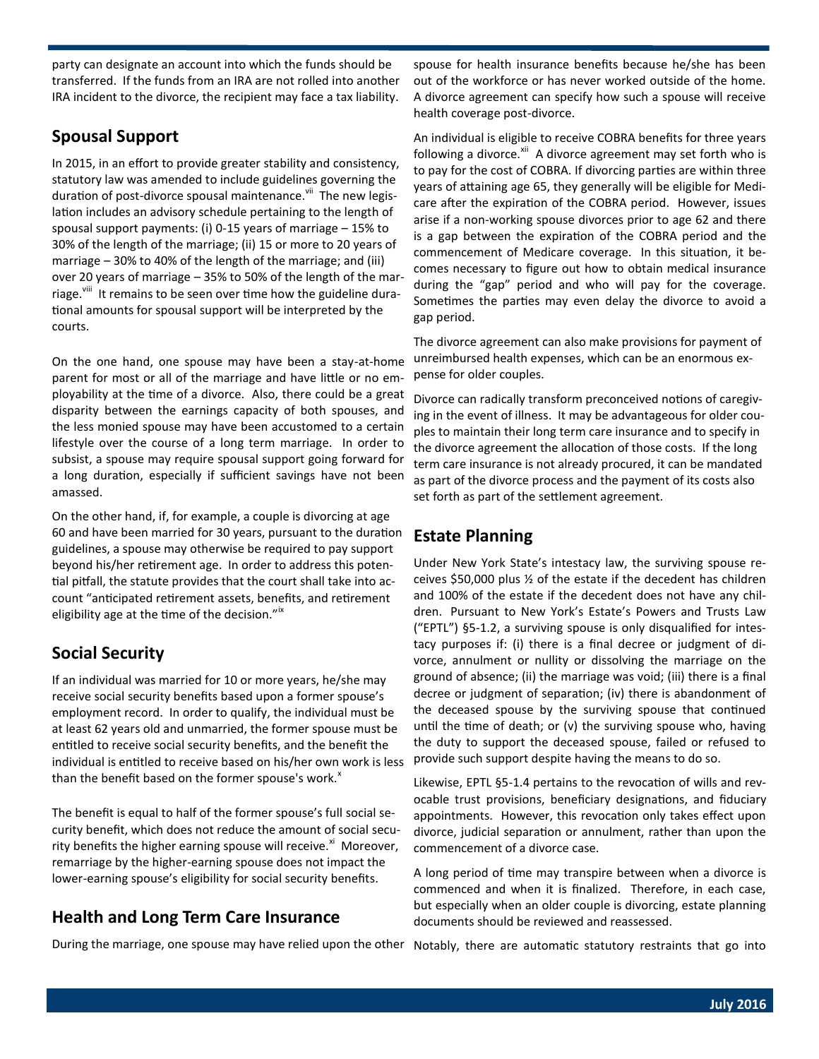party can designate an account into which the funds should be transferred. If the funds from an IRA are not rolled into another IRA incident to the divorce, the recipient may face a tax liability.

## Spousal Support

In 2015, in an effort to provide greater stability and consistency, statutory law was amended to include guidelines governing the duration of post-divorce spousal maintenance.[vii] The new legislation includes an advisory schedule pertaining to the length of spousal support payments: (i) 0-15 years of marriage – 15% to 30% of the length of the marriage; (ii) 15 or more to 20 years of marriage – 30% to 40% of the length of the marriage; and (iii) over 20 years of marriage – 35% to 50% of the length of the marriage.[viii] It remains to be seen over time how the guideline durational amounts for spousal support will be interpreted by the courts.

On the one hand, one spouse may have been a stay-at-home parent for most or all of the marriage and have little or no employability at the time of a divorce. Also, there could be a great disparity between the earnings capacity of both spouses, and the less monied spouse may have been accustomed to a certain lifestyle over the course of a long term marriage. In order to subsist, a spouse may require spousal support going forward for a long duration, especially if sufficient savings have not been amassed.

On the other hand, if, for example, a couple is divorcing at age 60 and have been married for 30 years, pursuant to the duration guidelines, a spouse may otherwise be required to pay support beyond his/her retirement age. In order to address this potential pitfall, the statute provides that the court shall take into account "anticipated retirement assets, benefits, and retirement eligibility age at the time of the decision."[ix]

## Social Security

If an individual was married for 10 or more years, he/she may receive social security benefits based upon a former spouse's employment record. In order to qualify, the individual must be at least 62 years old and unmarried, the former spouse must be entitled to receive social security benefits, and the benefit the individual is entitled to receive based on his/her own work is less than the benefit based on the former spouse's work.[x]

The benefit is equal to half of the former spouse's full social security benefit, which does not reduce the amount of social security benefits the higher earning spouse will receive.[xi] Moreover, remarriage by the higher-earning spouse does not impact the lower-earning spouse's eligibility for social security benefits.

## Health and Long Term Care Insurance

During the marriage, one spouse may have relied upon the other spouse for health insurance benefits because he/she has been out of the workforce or has never worked outside of the home. A divorce agreement can specify how such a spouse will receive health coverage post-divorce.

An individual is eligible to receive COBRA benefits for three years following a divorce.[xii] A divorce agreement may set forth who is to pay for the cost of COBRA. If divorcing parties are within three years of attaining age 65, they generally will be eligible for Medicare after the expiration of the COBRA period. However, issues arise if a non-working spouse divorces prior to age 62 and there is a gap between the expiration of the COBRA period and the commencement of Medicare coverage. In this situation, it becomes necessary to figure out how to obtain medical insurance during the "gap" period and who will pay for the coverage. Sometimes the parties may even delay the divorce to avoid a gap period.

The divorce agreement can also make provisions for payment of unreimbursed health expenses, which can be an enormous expense for older couples.

Divorce can radically transform preconceived notions of caregiving in the event of illness. It may be advantageous for older couples to maintain their long term care insurance and to specify in the divorce agreement the allocation of those costs. If the long term care insurance is not already procured, it can be mandated as part of the divorce process and the payment of its costs also set forth as part of the settlement agreement.

## Estate Planning

Under New York State's intestacy law, the surviving spouse receives $50,000 plus ½ of the estate if the decedent has children and 100% of the estate if the decedent does not have any children. Pursuant to New York's Estate's Powers and Trusts Law ("EPTL") §5-1.2, a surviving spouse is only disqualified for intestacy purposes if: (i) there is a final decree or judgment of divorce, annulment or nullity or dissolving the marriage on the ground of absence; (ii) the marriage was void; (iii) there is a final decree or judgment of separation; (iv) there is abandonment of the deceased spouse by the surviving spouse that continued until the time of death; or (v) the surviving spouse who, having the duty to support the deceased spouse, failed or refused to provide such support despite having the means to do so.

Likewise, EPTL §5-1.4 pertains to the revocation of wills and revocable trust provisions, beneficiary designations, and fiduciary appointments. However, this revocation only takes effect upon divorce, judicial separation or annulment, rather than upon the commencement of a divorce case.

A long period of time may transpire between when a divorce is commenced and when it is finalized. Therefore, in each case, but especially when an older couple is divorcing, estate planning documents should be reviewed and reassessed.

Notably, there are automatic statutory restraints that go into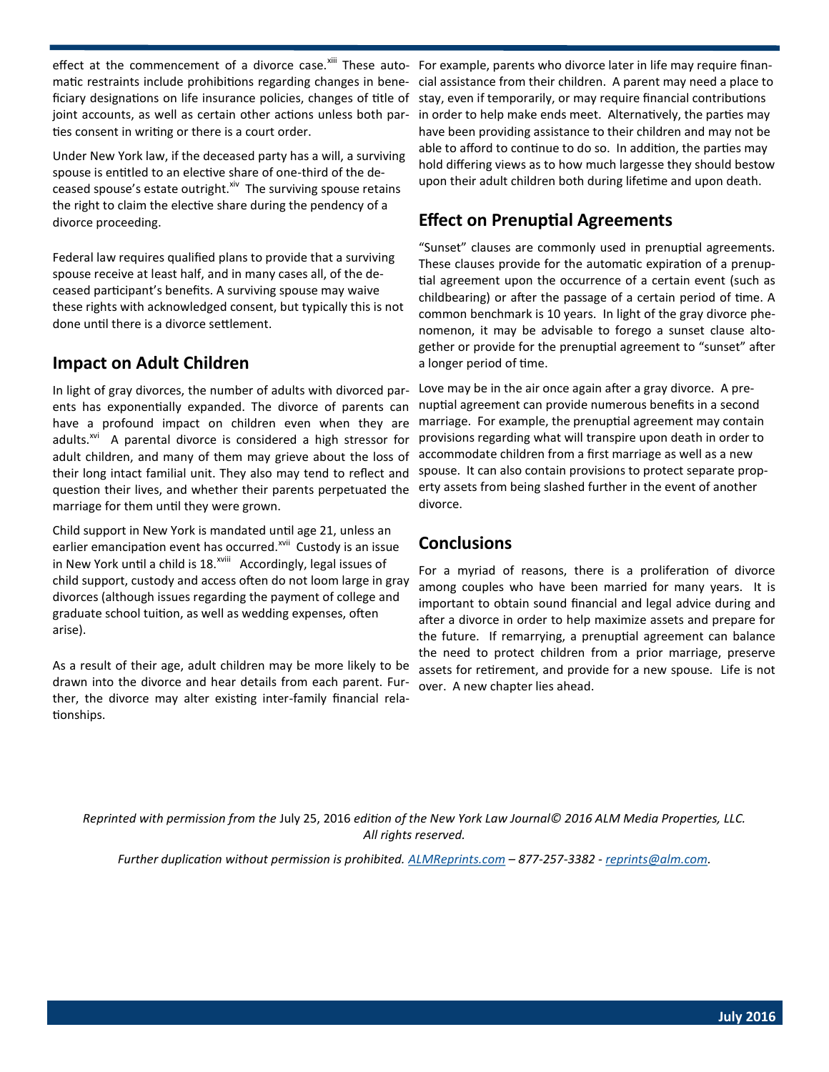effect at the commencement of a divorce case.[xiii] These automatic restraints include prohibitions regarding changes in beneficiary designations on life insurance policies, changes of title of joint accounts, as well as certain other actions unless both parties consent in writing or there is a court order.

Under New York law, if the deceased party has a will, a surviving spouse is entitled to an elective share of one-third of the deceased spouse's estate outright.[xiv] The surviving spouse retains the right to claim the elective share during the pendency of a divorce proceeding.

Federal law requires qualified plans to provide that a surviving spouse receive at least half, and in many cases all, of the deceased participant's benefits. A surviving spouse may waive these rights with acknowledged consent, but typically this is not done until there is a divorce settlement.

## Impact on Adult Children

In light of gray divorces, the number of adults with divorced parents has exponentially expanded. The divorce of parents can have a profound impact on children even when they are adults.[xvi] A parental divorce is considered a high stressor for adult children, and many of them may grieve about the loss of their long intact familial unit. They also may tend to reflect and question their lives, and whether their parents perpetuated the marriage for them until they were grown.

Child support in New York is mandated until age 21, unless an earlier emancipation event has occurred.[xvii] Custody is an issue in New York until a child is 18.[xviii] Accordingly, legal issues of child support, custody and access often do not loom large in gray divorces (although issues regarding the payment of college and graduate school tuition, as well as wedding expenses, often arise).

As a result of their age, adult children may be more likely to be drawn into the divorce and hear details from each parent. Further, the divorce may alter existing inter-family financial relationships.

For example, parents who divorce later in life may require financial assistance from their children. A parent may need a place to stay, even if temporarily, or may require financial contributions in order to help make ends meet. Alternatively, the parties may have been providing assistance to their children and may not be able to afford to continue to do so. In addition, the parties may hold differing views as to how much largesse they should bestow upon their adult children both during lifetime and upon death.

## Effect on Prenuptial Agreements

"Sunset" clauses are commonly used in prenuptial agreements. These clauses provide for the automatic expiration of a prenuptial agreement upon the occurrence of a certain event (such as childbearing) or after the passage of a certain period of time. A common benchmark is 10 years. In light of the gray divorce phenomenon, it may be advisable to forego a sunset clause altogether or provide for the prenuptial agreement to "sunset" after a longer period of time.

Love may be in the air once again after a gray divorce. A prenuptial agreement can provide numerous benefits in a second marriage. For example, the prenuptial agreement may contain provisions regarding what will transpire upon death in order to accommodate children from a first marriage as well as a new spouse. It can also contain provisions to protect separate property assets from being slashed further in the event of another divorce.

## Conclusions

For a myriad of reasons, there is a proliferation of divorce among couples who have been married for many years. It is important to obtain sound financial and legal advice during and after a divorce in order to help maximize assets and prepare for the future. If remarrying, a prenuptial agreement can balance the need to protect children from a prior marriage, preserve assets for retirement, and provide for a new spouse. Life is not over. A new chapter lies ahead.

*Reprinted with permission from the* July 25, 2016 *edition of the New York Law Journal© 2016 ALM Media Properties, LLC. All rights reserved.*

*Further duplication without permission is prohibited. ALMReprints.com – 877-257-3382 - reprints@alm.com.*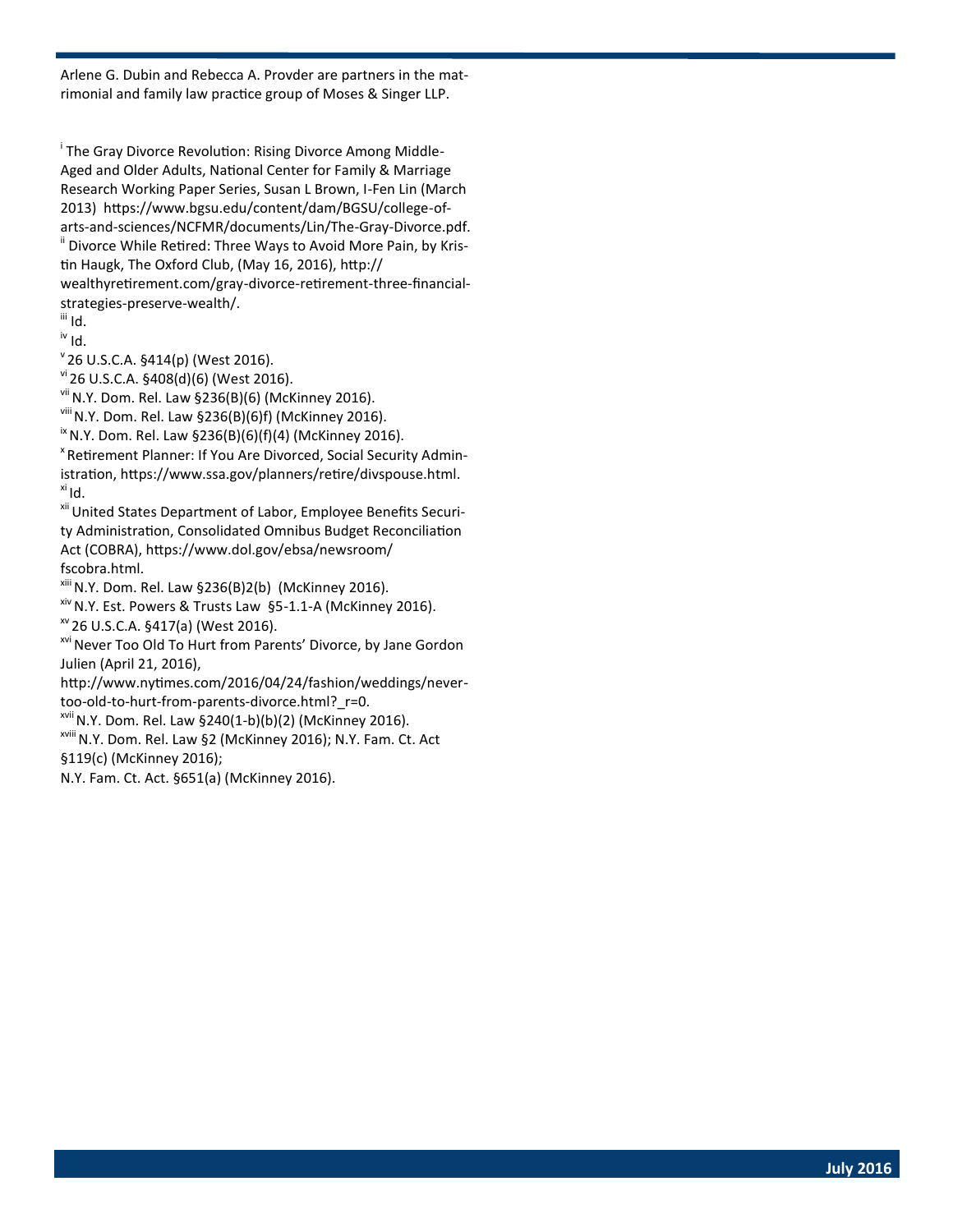Arlene G. Dubin and Rebecca A. Provder are partners in the matrimonial and family law practice group of Moses & Singer LLP.

[i] The Gray Divorce Revolution: Rising Divorce Among Middle-Aged and Older Adults, National Center for Family & Marriage Research Working Paper Series, Susan L Brown, I-Fen Lin (March 2013) https://www.bgsu.edu/content/dam/BGSU/college-of-arts-and-sciences/NCFMR/documents/Lin/The-Gray-Divorce.pdf.

[ii] Divorce While Retired: Three Ways to Avoid More Pain, by Kristin Haugk, The Oxford Club, (May 16, 2016), http://wealthyretirement.com/gray-divorce-retirement-three-financial-strategies-preserve-wealth/.

[iii] Id.

[iv] Id.

[v] 26 U.S.C.A. §414(p) (West 2016).

[vi] 26 U.S.C.A. §408(d)(6) (West 2016).

[vii] N.Y. Dom. Rel. Law §236(B)(6) (McKinney 2016).

[viii] N.Y. Dom. Rel. Law §236(B)(6)f) (McKinney 2016).

[ix] N.Y. Dom. Rel. Law §236(B)(6)(f)(4) (McKinney 2016).

[x] Retirement Planner: If You Are Divorced, Social Security Administration, https://www.ssa.gov/planners/retire/divspouse.html.

[xi] Id.

[xii] United States Department of Labor, Employee Benefits Security Administration, Consolidated Omnibus Budget Reconciliation Act (COBRA), https://www.dol.gov/ebsa/newsroom/fscobra.html.

[xiii] N.Y. Dom. Rel. Law §236(B)2(b) (McKinney 2016).

[xiv] N.Y. Est. Powers & Trusts Law §5-1.1-A (McKinney 2016).

[xv] 26 U.S.C.A. §417(a) (West 2016).

[xvi] Never Too Old To Hurt from Parents' Divorce, by Jane Gordon Julien (April 21, 2016), http://www.nytimes.com/2016/04/24/fashion/weddings/never-too-old-to-hurt-from-parents-divorce.html?_r=0.

[xvii] N.Y. Dom. Rel. Law §240(1-b)(b)(2) (McKinney 2016).

[xviii] N.Y. Dom. Rel. Law §2 (McKinney 2016); N.Y. Fam. Ct. Act §119(c) (McKinney 2016);
N.Y. Fam. Ct. Act. §651(a) (McKinney 2016).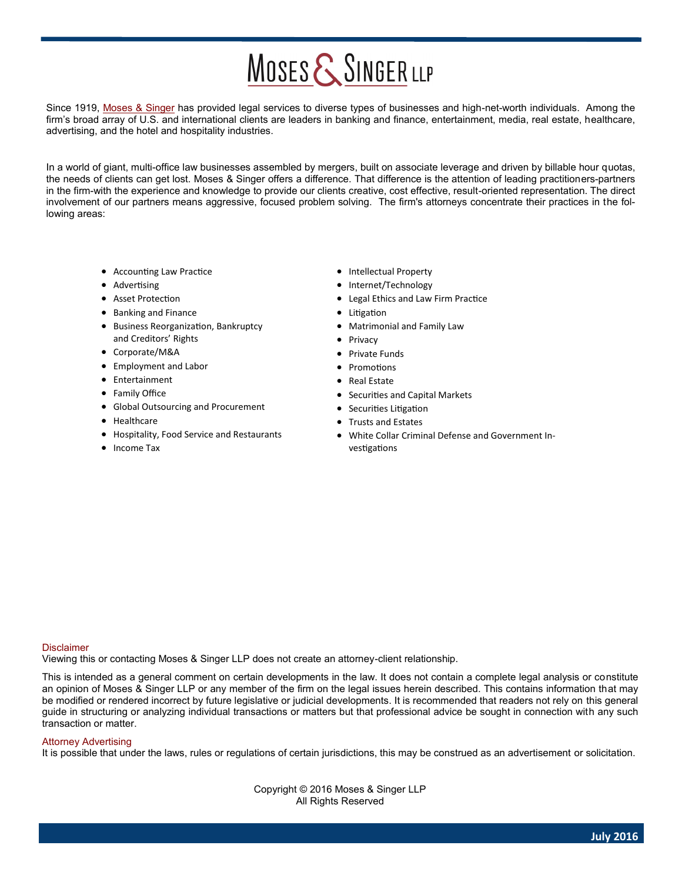# MOSES & SINGER LLP

Since 1919, Moses & Singer has provided legal services to diverse types of businesses and high-net-worth individuals. Among the firm's broad array of U.S. and international clients are leaders in banking and finance, entertainment, media, real estate, healthcare, advertising, and the hotel and hospitality industries.

In a world of giant, multi-office law businesses assembled by mergers, built on associate leverage and driven by billable hour quotas, the needs of clients can get lost. Moses & Singer offers a difference. That difference is the attention of leading practitioners-partners in the firm-with the experience and knowledge to provide our clients creative, cost effective, result-oriented representation. The direct involvement of our partners means aggressive, focused problem solving. The firm's attorneys concentrate their practices in the following areas:

- Accounting Law Practice
- Advertising
- Asset Protection
- Banking and Finance
- Business Reorganization, Bankruptcy and Creditors' Rights
- Corporate/M&A
- Employment and Labor
- Entertainment
- Family Office
- Global Outsourcing and Procurement
- Healthcare
- Hospitality, Food Service and Restaurants
- Income Tax
- Intellectual Property
- Internet/Technology
- Legal Ethics and Law Firm Practice
- Litigation
- Matrimonial and Family Law
- Privacy
- Private Funds
- Promotions
- Real Estate
- Securities and Capital Markets
- Securities Litigation
- Trusts and Estates
- White Collar Criminal Defense and Government Investigations

Disclaimer

Viewing this or contacting Moses & Singer LLP does not create an attorney-client relationship.

This is intended as a general comment on certain developments in the law. It does not contain a complete legal analysis or constitute an opinion of Moses & Singer LLP or any member of the firm on the legal issues herein described. This contains information that may be modified or rendered incorrect by future legislative or judicial developments. It is recommended that readers not rely on this general guide in structuring or analyzing individual transactions or matters but that professional advice be sought in connection with any such transaction or matter.

Attorney Advertising

It is possible that under the laws, rules or regulations of certain jurisdictions, this may be construed as an advertisement or solicitation.

Copyright © 2016 Moses & Singer LLP
All Rights Reserved

**July 2016**